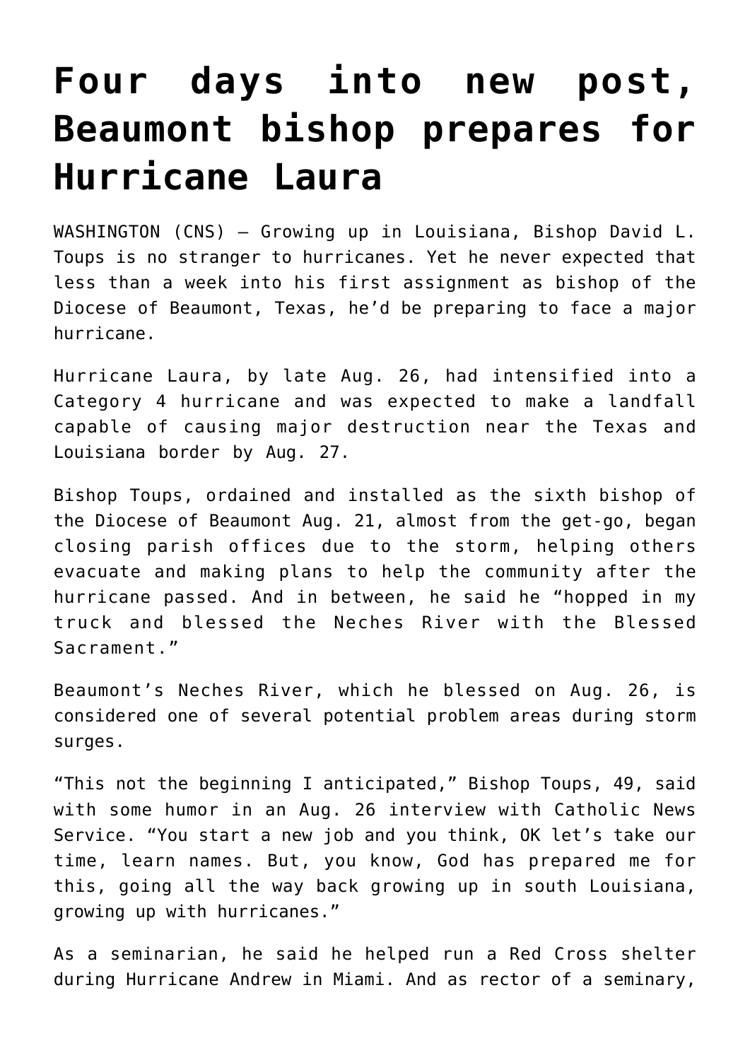# Four days into new post, Beaumont bishop prepares for Hurricane Laura

WASHINGTON (CNS) — Growing up in Louisiana, Bishop David L. Toups is no stranger to hurricanes. Yet he never expected that less than a week into his first assignment as bishop of the Diocese of Beaumont, Texas, he'd be preparing to face a major hurricane.

Hurricane Laura, by late Aug. 26, had intensified into a Category 4 hurricane and was expected to make a landfall capable of causing major destruction near the Texas and Louisiana border by Aug. 27.

Bishop Toups, ordained and installed as the sixth bishop of the Diocese of Beaumont Aug. 21, almost from the get-go, began closing parish offices due to the storm, helping others evacuate and making plans to help the community after the hurricane passed. And in between, he said he "hopped in my truck and blessed the Neches River with the Blessed Sacrament."

Beaumont's Neches River, which he blessed on Aug. 26, is considered one of several potential problem areas during storm surges.

"This not the beginning I anticipated," Bishop Toups, 49, said with some humor in an Aug. 26 interview with Catholic News Service. "You start a new job and you think, OK let's take our time, learn names. But, you know, God has prepared me for this, going all the way back growing up in south Louisiana, growing up with hurricanes."

As a seminarian, he said he helped run a Red Cross shelter during Hurricane Andrew in Miami. And as rector of a seminary,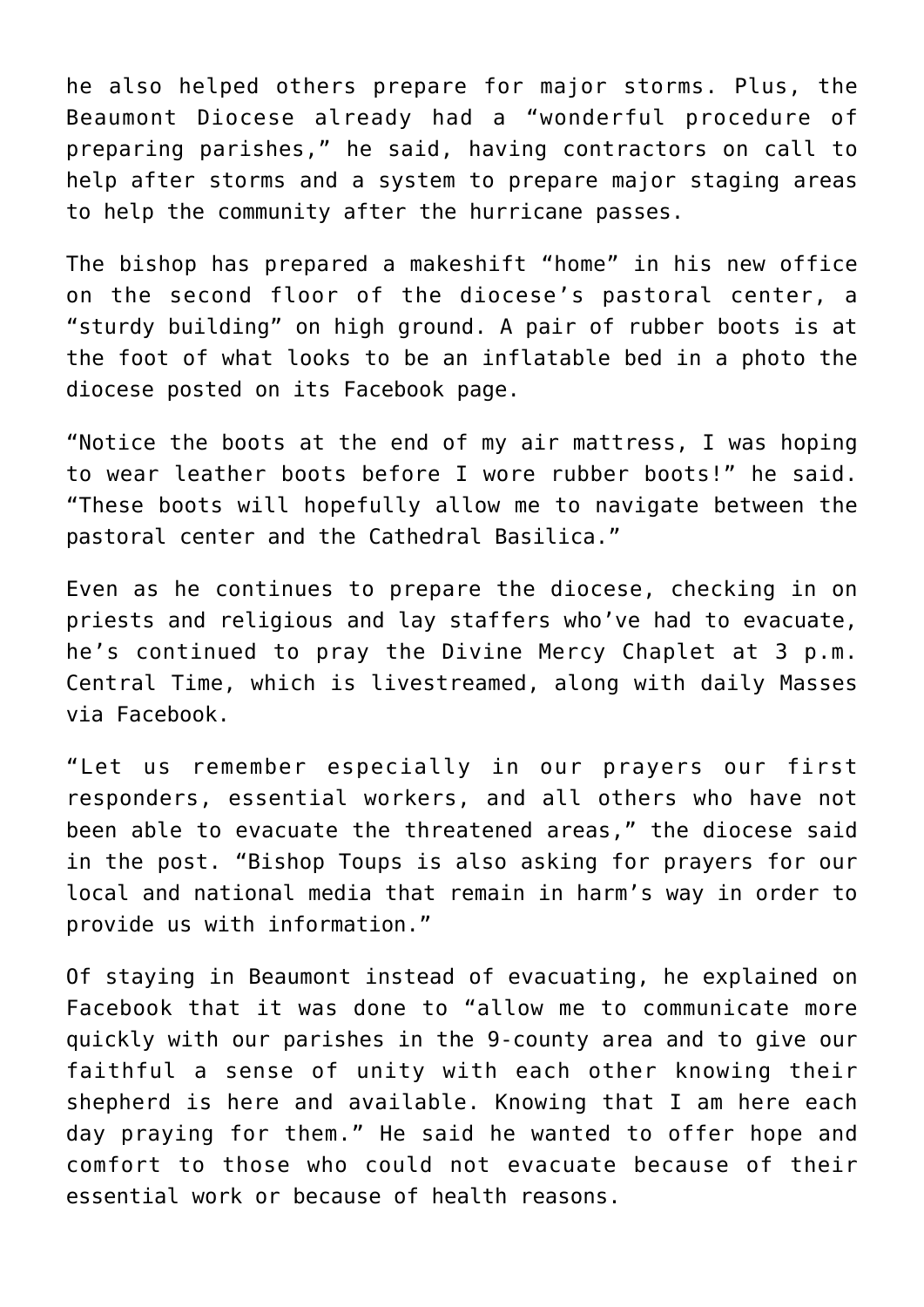he also helped others prepare for major storms. Plus, the Beaumont Diocese already had a "wonderful procedure of preparing parishes," he said, having contractors on call to help after storms and a system to prepare major staging areas to help the community after the hurricane passes.

The bishop has prepared a makeshift "home" in his new office on the second floor of the diocese's pastoral center, a "sturdy building" on high ground. A pair of rubber boots is at the foot of what looks to be an inflatable bed in a photo the diocese posted on its Facebook page.

"Notice the boots at the end of my air mattress, I was hoping to wear leather boots before I wore rubber boots!" he said. "These boots will hopefully allow me to navigate between the pastoral center and the Cathedral Basilica."

Even as he continues to prepare the diocese, checking in on priests and religious and lay staffers who've had to evacuate, he's continued to pray the Divine Mercy Chaplet at 3 p.m. Central Time, which is livestreamed, along with daily Masses via Facebook.

"Let us remember especially in our prayers our first responders, essential workers, and all others who have not been able to evacuate the threatened areas," the diocese said in the post. "Bishop Toups is also asking for prayers for our local and national media that remain in harm's way in order to provide us with information."

Of staying in Beaumont instead of evacuating, he explained on Facebook that it was done to "allow me to communicate more quickly with our parishes in the 9-county area and to give our faithful a sense of unity with each other knowing their shepherd is here and available. Knowing that I am here each day praying for them." He said he wanted to offer hope and comfort to those who could not evacuate because of their essential work or because of health reasons.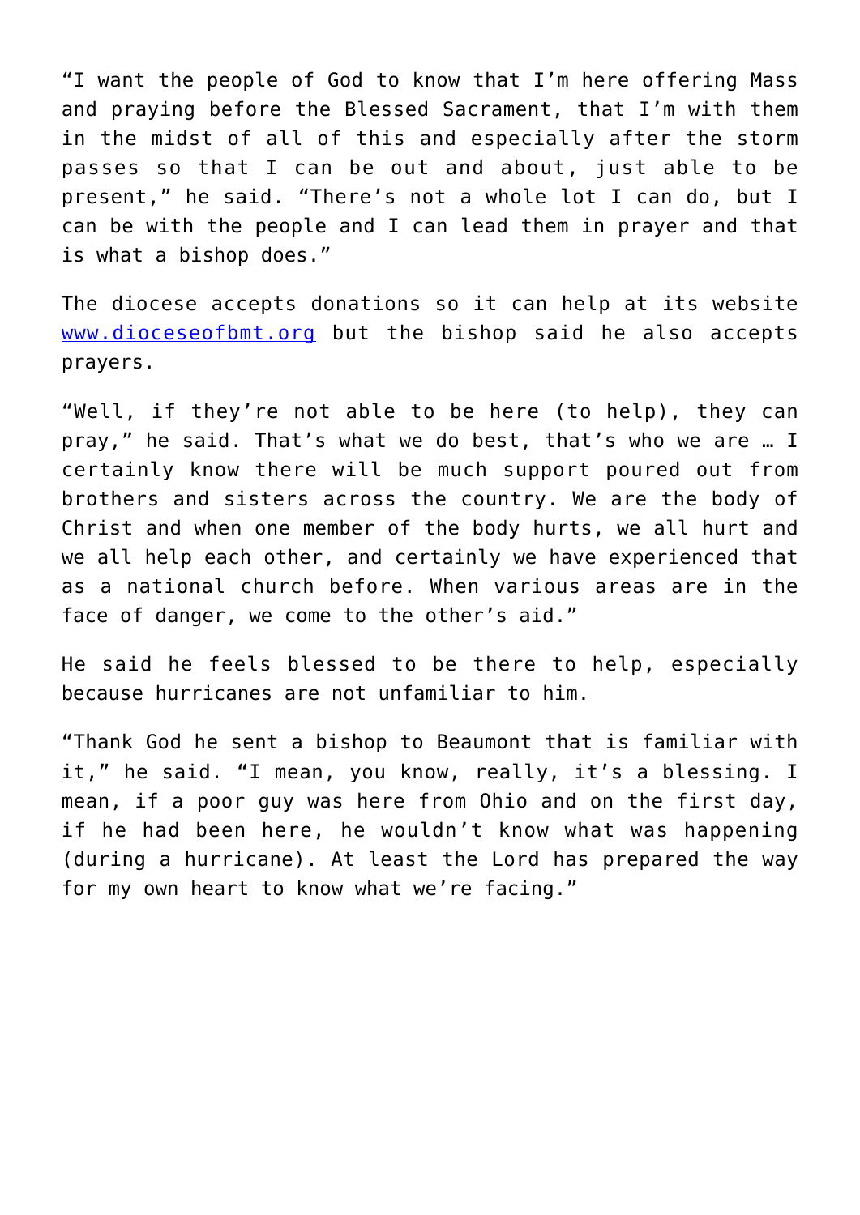"I want the people of God to know that I'm here offering Mass and praying before the Blessed Sacrament, that I'm with them in the midst of all of this and especially after the storm passes so that I can be out and about, just able to be present," he said. "There's not a whole lot I can do, but I can be with the people and I can lead them in prayer and that is what a bishop does."

The diocese accepts donations so it can help at its website [www.dioceseofbmt.org](http://www.dioceseofbmt.org) but the bishop said he also accepts prayers.

"Well, if they're not able to be here (to help), they can pray," he said. That's what we do best, that's who we are … I certainly know there will be much support poured out from brothers and sisters across the country. We are the body of Christ and when one member of the body hurts, we all hurt and we all help each other, and certainly we have experienced that as a national church before. When various areas are in the face of danger, we come to the other's aid."

He said he feels blessed to be there to help, especially because hurricanes are not unfamiliar to him.

"Thank God he sent a bishop to Beaumont that is familiar with it," he said. "I mean, you know, really, it's a blessing. I mean, if a poor guy was here from Ohio and on the first day, if he had been here, he wouldn't know what was happening (during a hurricane). At least the Lord has prepared the way for my own heart to know what we're facing."